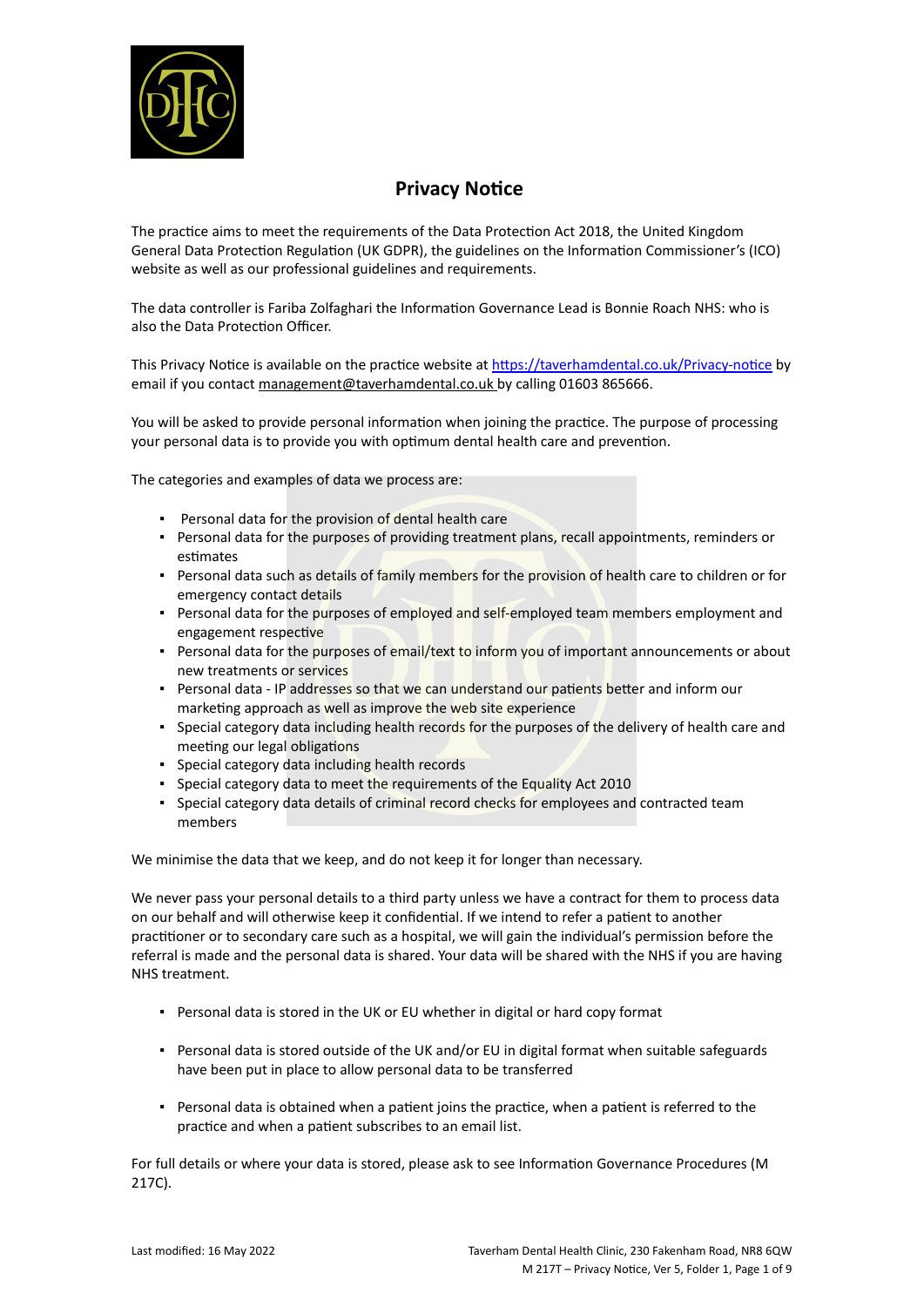# Privacy Notice

The practice aims to meet the requirements of the Data Protection Act 2018, the United Kingdom General Data Protection Regulation (UK GDPR), the guidelines on the Information Commissioner's (ICO) website as well as our professional guidelines and requirements.

The data controller is Fariba Zolfaghari the Information Governance Lead is Bonnie Roach NHS: who is also the Data Protection Officer.

This Privacy Notice is available on the practice website at [https://taverhamdental.co.uk/Privacy-notice](https://taverhamdental.co.uk/Privacy-notice) by email if you contact management@taverhamdental.co.uk by calling 01603 865666.

You will be asked to provide personal information when joining the practice. The purpose of processing your personal data is to provide you with optimum dental health care and prevention.

The categories and examples of data we process are:

- Personal data for the provision of dental health care
- Personal data for the purposes of providing treatment plans, recall appointments, reminders or estimates
- Personal data such as details of family members for the provision of health care to children or for emergency contact details
- Personal data for the purposes of employed and self-employed team members employment and engagement respective
- Personal data for the purposes of email/text to inform you of important announcements or about new treatments or services
- Personal data - IP addresses so that we can understand our patients better and inform our marketing approach as well as improve the web site experience
- Special category data including health records for the purposes of the delivery of health care and meeting our legal obligations
- Special category data including health records
- Special category data to meet the requirements of the Equality Act 2010
- Special category data details of criminal record checks for employees and contracted team members

We minimise the data that we keep, and do not keep it for longer than necessary.

We never pass your personal details to a third party unless we have a contract for them to process data on our behalf and will otherwise keep it confidential. If we intend to refer a patient to another practitioner or to secondary care such as a hospital, we will gain the individual's permission before the referral is made and the personal data is shared. Your data will be shared with the NHS if you are having NHS treatment.

- Personal data is stored in the UK or EU whether in digital or hard copy format
- Personal data is stored outside of the UK and/or EU in digital format when suitable safeguards have been put in place to allow personal data to be transferred
- Personal data is obtained when a patient joins the practice, when a patient is referred to the practice and when a patient subscribes to an email list.

For full details or where your data is stored, please ask to see Information Governance Procedures (M 217C).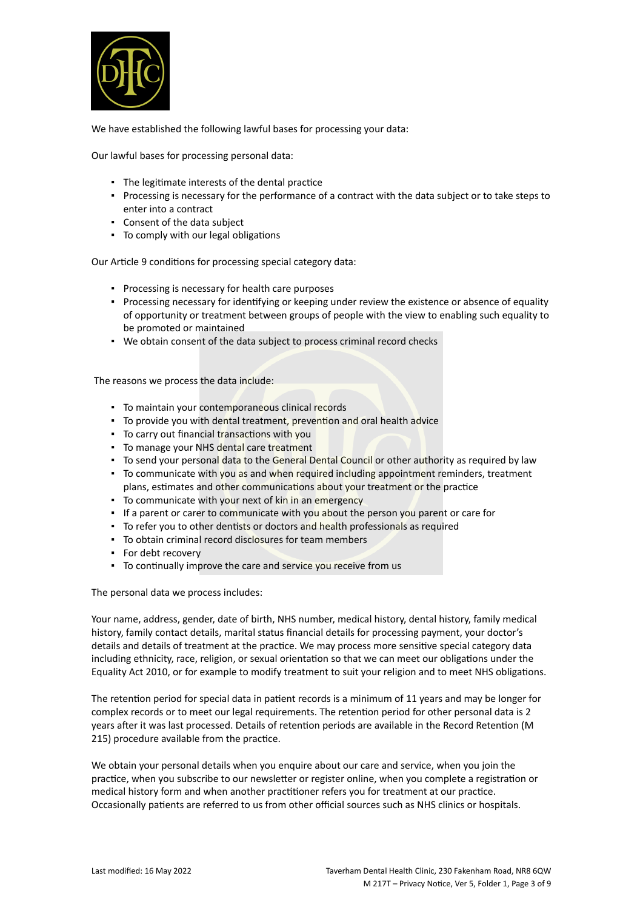We have established the following lawful bases for processing your data:

Our lawful bases for processing personal data:

- The legitimate interests of the dental practice
- Processing is necessary for the performance of a contract with the data subject or to take steps to enter into a contract
- Consent of the data subject
- To comply with our legal obligations

Our Article 9 conditions for processing special category data:

- Processing is necessary for health care purposes
- Processing necessary for identifying or keeping under review the existence or absence of equality of opportunity or treatment between groups of people with the view to enabling such equality to be promoted or maintained
- We obtain consent of the data subject to process criminal record checks

The reasons we process the data include:

- To maintain your contemporaneous clinical records
- To provide you with dental treatment, prevention and oral health advice
- To carry out financial transactions with you
- To manage your NHS dental care treatment
- To send your personal data to the General Dental Council or other authority as required by law
- To communicate with you as and when required including appointment reminders, treatment plans, estimates and other communications about your treatment or the practice
- To communicate with your next of kin in an emergency
- If a parent or carer to communicate with you about the person you parent or care for
- To refer you to other dentists or doctors and health professionals as required
- To obtain criminal record disclosures for team members
- For debt recovery
- To continually improve the care and service you receive from us

The personal data we process includes:

Your name, address, gender, date of birth, NHS number, medical history, dental history, family medical history, family contact details, marital status financial details for processing payment, your doctor's details and details of treatment at the practice. We may process more sensitive special category data including ethnicity, race, religion, or sexual orientation so that we can meet our obligations under the Equality Act 2010, or for example to modify treatment to suit your religion and to meet NHS obligations.

The retention period for special data in patient records is a minimum of 11 years and may be longer for complex records or to meet our legal requirements. The retention period for other personal data is 2 years after it was last processed. Details of retention periods are available in the Record Retention (M 215) procedure available from the practice.

We obtain your personal details when you enquire about our care and service, when you join the practice, when you subscribe to our newsletter or register online, when you complete a registration or medical history form and when another practitioner refers you for treatment at our practice. Occasionally patients are referred to us from other official sources such as NHS clinics or hospitals.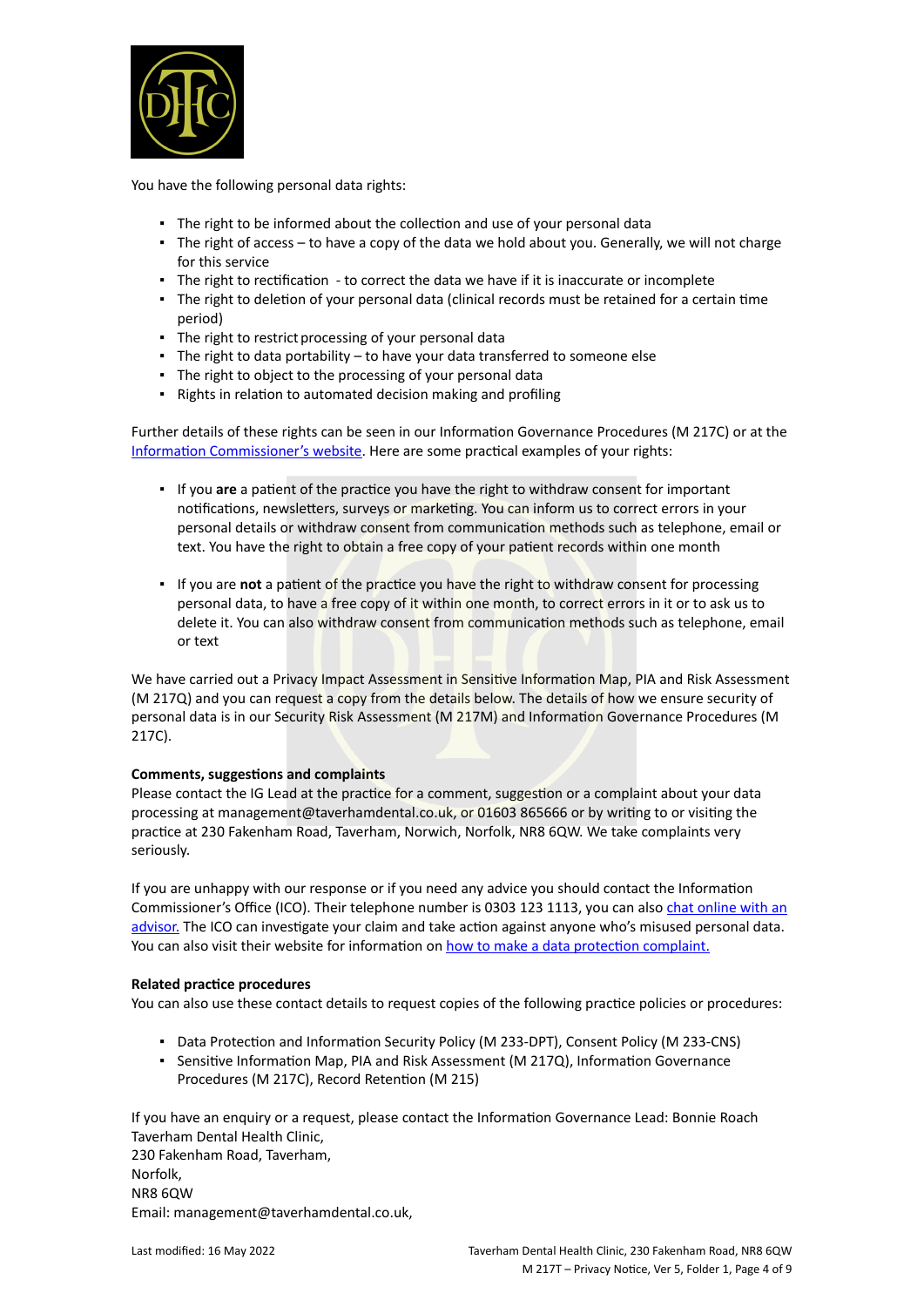You have the following personal data rights:

- The right to be informed about the collection and use of your personal data
- The right of access – to have a copy of the data we hold about you. Generally, we will not charge for this service
- The right to rectification - to correct the data we have if it is inaccurate or incomplete
- The right to deletion of your personal data (clinical records must be retained for a certain time period)
- The right to restrict processing of your personal data
- The right to data portability – to have your data transferred to someone else
- The right to object to the processing of your personal data
- Rights in relation to automated decision making and profiling

Further details of these rights can be seen in our Information Governance Procedures (M 217C) or at the [Information Commissioner's website](). Here are some practical examples of your rights:

- If you **are** a patient of the practice you have the right to withdraw consent for important notifications, newsletters, surveys or marketing. You can inform us to correct errors in your personal details or withdraw consent from communication methods such as telephone, email or text. You have the right to obtain a free copy of your patient records within one month

- If you are **not** a patient of the practice you have the right to withdraw consent for processing personal data, to have a free copy of it within one month, to correct errors in it or to ask us to delete it. You can also withdraw consent from communication methods such as telephone, email or text

We have carried out a Privacy Impact Assessment in Sensitive Information Map, PIA and Risk Assessment (M 217Q) and you can request a copy from the details below. The details of how we ensure security of personal data is in our Security Risk Assessment (M 217M) and Information Governance Procedures (M 217C).

**Comments, suggestions and complaints**

Please contact the IG Lead at the practice for a comment, suggestion or a complaint about your data processing at management@taverhamdental.co.uk, or 01603 865666 or by writing to or visiting the practice at 230 Fakenham Road, Taverham, Norwich, Norfolk, NR8 6QW. We take complaints very seriously.

If you are unhappy with our response or if you need any advice you should contact the Information Commissioner's Office (ICO). Their telephone number is 0303 123 1113, you can also [chat online with an advisor.]() The ICO can investigate your claim and take action against anyone who's misused personal data. You can also visit their website for information on [how to make a data protection complaint.]()

**Related practice procedures**

You can also use these contact details to request copies of the following practice policies or procedures:

- Data Protection and Information Security Policy (M 233-DPT), Consent Policy (M 233-CNS)
- Sensitive Information Map, PIA and Risk Assessment (M 217Q), Information Governance Procedures (M 217C), Record Retention (M 215)

If you have an enquiry or a request, please contact the Information Governance Lead: Bonnie Roach
Taverham Dental Health Clinic,
230 Fakenham Road, Taverham,
Norfolk,
NR8 6QW
Email: management@taverhamdental.co.uk,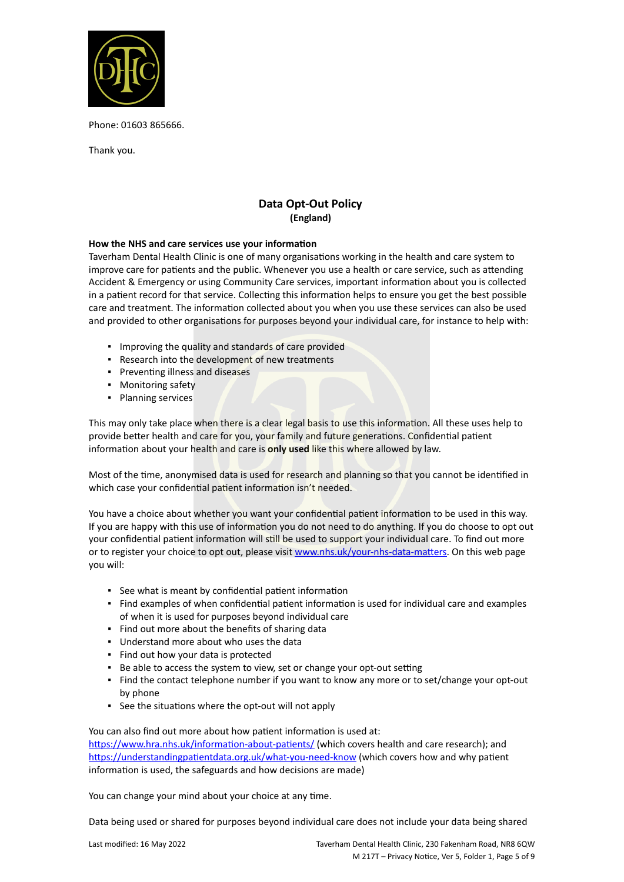Phone: 01603 865666.

Thank you.

## Data Opt-Out Policy
**(England)**

**How the NHS and care services use your information**

Taverham Dental Health Clinic is one of many organisations working in the health and care system to improve care for patients and the public. Whenever you use a health or care service, such as attending Accident & Emergency or using Community Care services, important information about you is collected in a patient record for that service. Collecting this information helps to ensure you get the best possible care and treatment. The information collected about you when you use these services can also be used and provided to other organisations for purposes beyond your individual care, for instance to help with:

- Improving the quality and standards of care provided
- Research into the development of new treatments
- Preventing illness and diseases
- Monitoring safety
- Planning services

This may only take place when there is a clear legal basis to use this information. All these uses help to provide better health and care for you, your family and future generations. Confidential patient information about your health and care is **only used** like this where allowed by law.

Most of the time, anonymised data is used for research and planning so that you cannot be identified in which case your confidential patient information isn't needed.

You have a choice about whether you want your confidential patient information to be used in this way. If you are happy with this use of information you do not need to do anything. If you do choose to opt out your confidential patient information will still be used to support your individual care. To find out more or to register your choice to opt out, please visit [www.nhs.uk/your-nhs-data-matters](http://www.nhs.uk/your-nhs-data-matters). On this web page you will:

- See what is meant by confidential patient information
- Find examples of when confidential patient information is used for individual care and examples of when it is used for purposes beyond individual care
- Find out more about the benefits of sharing data
- Understand more about who uses the data
- Find out how your data is protected
- Be able to access the system to view, set or change your opt-out setting
- Find the contact telephone number if you want to know any more or to set/change your opt-out by phone
- See the situations where the opt-out will not apply

You can also find out more about how patient information is used at:
[https://www.hra.nhs.uk/information-about-patients/](https://www.hra.nhs.uk/information-about-patients/) (which covers health and care research); and [https://understandingpatientdata.org.uk/what-you-need-know](https://understandingpatientdata.org.uk/what-you-need-know) (which covers how and why patient information is used, the safeguards and how decisions are made)

You can change your mind about your choice at any time.

Data being used or shared for purposes beyond individual care does not include your data being shared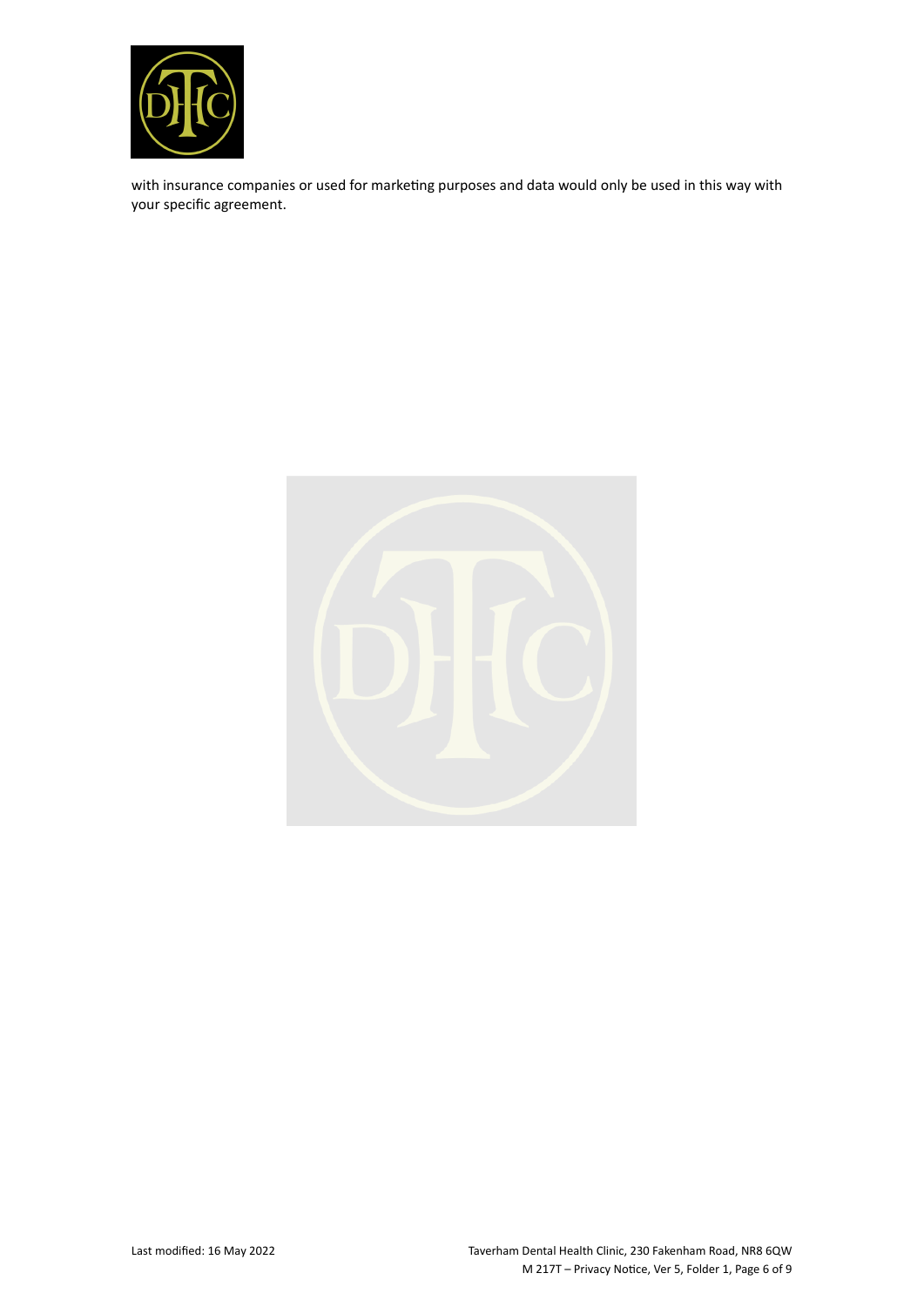with insurance companies or used for marketing purposes and data would only be used in this way with your specific agreement.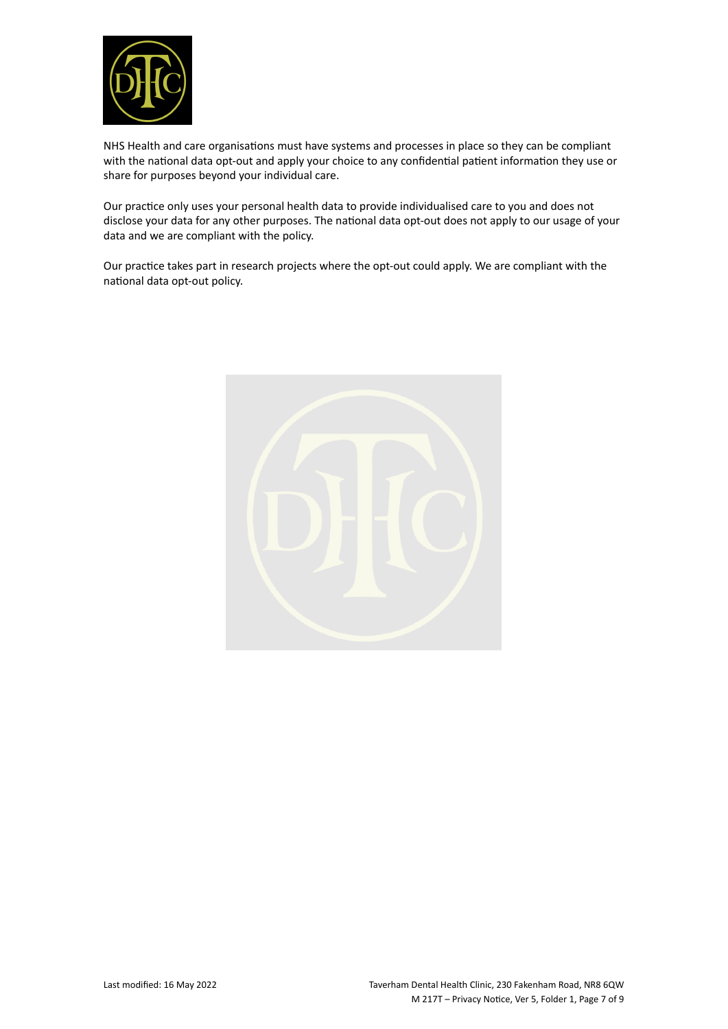NHS Health and care organisations must have systems and processes in place so they can be compliant with the national data opt-out and apply your choice to any confidential patient information they use or share for purposes beyond your individual care.

Our practice only uses your personal health data to provide individualised care to you and does not disclose your data for any other purposes. The national data opt-out does not apply to our usage of your data and we are compliant with the policy.

Our practice takes part in research projects where the opt-out could apply. We are compliant with the national data opt-out policy.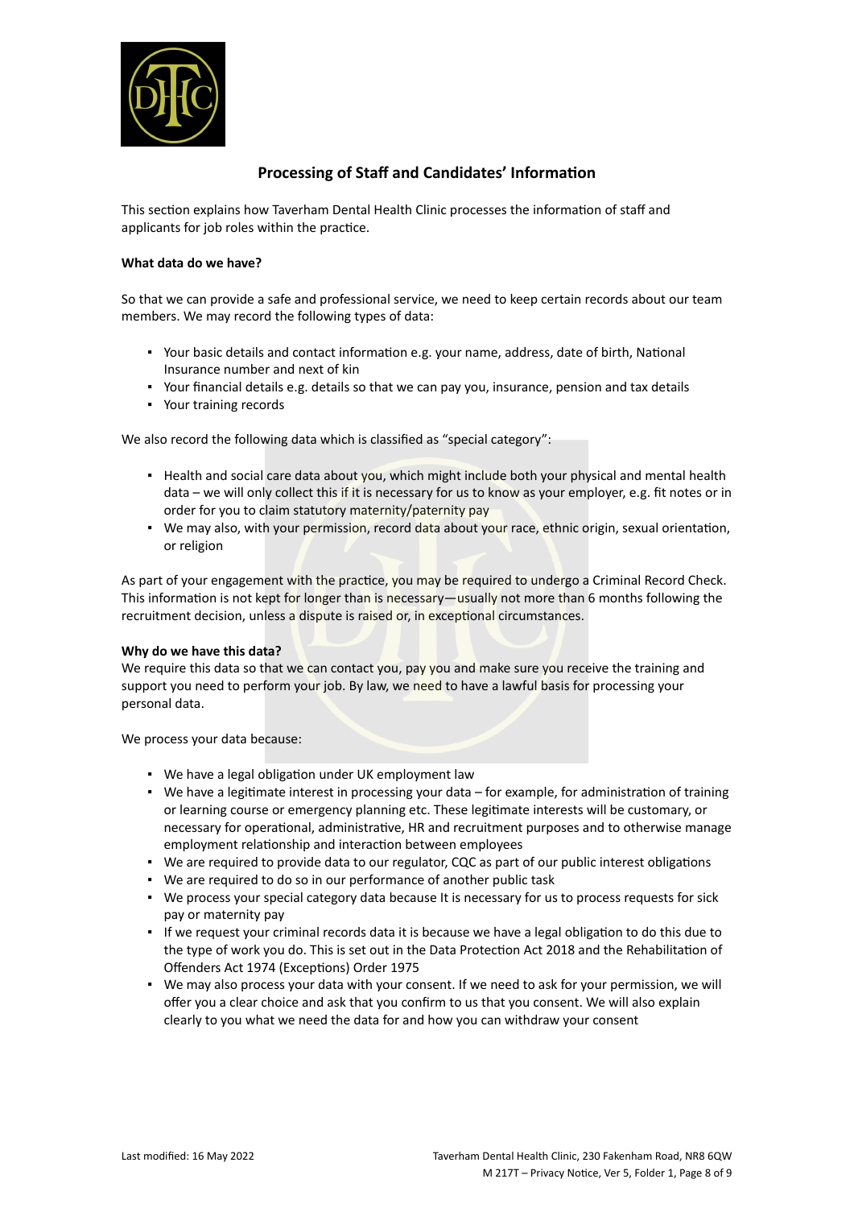## Processing of Staff and Candidates' Information

This section explains how Taverham Dental Health Clinic processes the information of staff and applicants for job roles within the practice.

**What data do we have?**

So that we can provide a safe and professional service, we need to keep certain records about our team members. We may record the following types of data:

- Your basic details and contact information e.g. your name, address, date of birth, National Insurance number and next of kin
- Your financial details e.g. details so that we can pay you, insurance, pension and tax details
- Your training records

We also record the following data which is classified as "special category":

- Health and social care data about you, which might include both your physical and mental health data – we will only collect this if it is necessary for us to know as your employer, e.g. fit notes or in order for you to claim statutory maternity/paternity pay
- We may also, with your permission, record data about your race, ethnic origin, sexual orientation, or religion

As part of your engagement with the practice, you may be required to undergo a Criminal Record Check. This information is not kept for longer than is necessary—usually not more than 6 months following the recruitment decision, unless a dispute is raised or, in exceptional circumstances.

**Why do we have this data?**

We require this data so that we can contact you, pay you and make sure you receive the training and support you need to perform your job. By law, we need to have a lawful basis for processing your personal data.

We process your data because:

- We have a legal obligation under UK employment law
- We have a legitimate interest in processing your data – for example, for administration of training or learning course or emergency planning etc. These legitimate interests will be customary, or necessary for operational, administrative, HR and recruitment purposes and to otherwise manage employment relationship and interaction between employees
- We are required to provide data to our regulator, CQC as part of our public interest obligations
- We are required to do so in our performance of another public task
- We process your special category data because It is necessary for us to process requests for sick pay or maternity pay
- If we request your criminal records data it is because we have a legal obligation to do this due to the type of work you do. This is set out in the Data Protection Act 2018 and the Rehabilitation of Offenders Act 1974 (Exceptions) Order 1975
- We may also process your data with your consent. If we need to ask for your permission, we will offer you a clear choice and ask that you confirm to us that you consent. We will also explain clearly to you what we need the data for and how you can withdraw your consent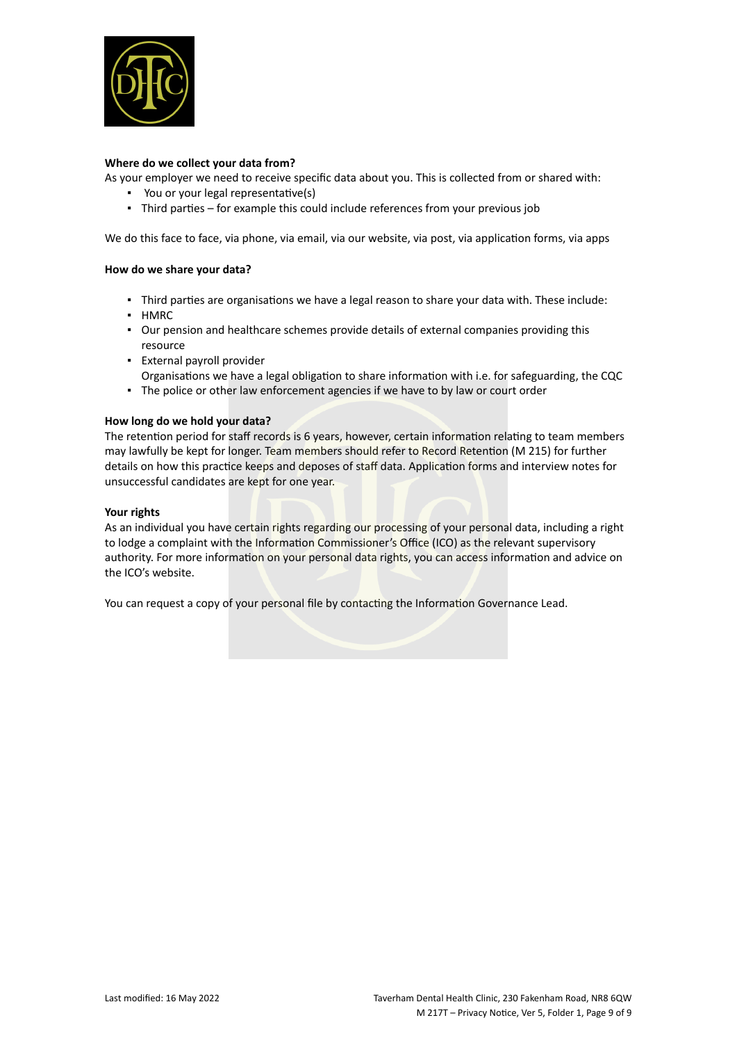**Where do we collect your data from?**

As your employer we need to receive specific data about you. This is collected from or shared with:

- You or your legal representative(s)
- Third parties – for example this could include references from your previous job

We do this face to face, via phone, via email, via our website, via post, via application forms, via apps

**How do we share your data?**

- Third parties are organisations we have a legal reason to share your data with. These include:
- HMRC
- Our pension and healthcare schemes provide details of external companies providing this resource
- External payroll provider
  Organisations we have a legal obligation to share information with i.e. for safeguarding, the CQC
- The police or other law enforcement agencies if we have to by law or court order

**How long do we hold your data?**

The retention period for staff records is 6 years, however, certain information relating to team members may lawfully be kept for longer. Team members should refer to Record Retention (M 215) for further details on how this practice keeps and deposes of staff data. Application forms and interview notes for unsuccessful candidates are kept for one year.

**Your rights**

As an individual you have certain rights regarding our processing of your personal data, including a right to lodge a complaint with the Information Commissioner's Office (ICO) as the relevant supervisory authority. For more information on your personal data rights, you can access information and advice on the ICO's website.

You can request a copy of your personal file by contacting the Information Governance Lead.